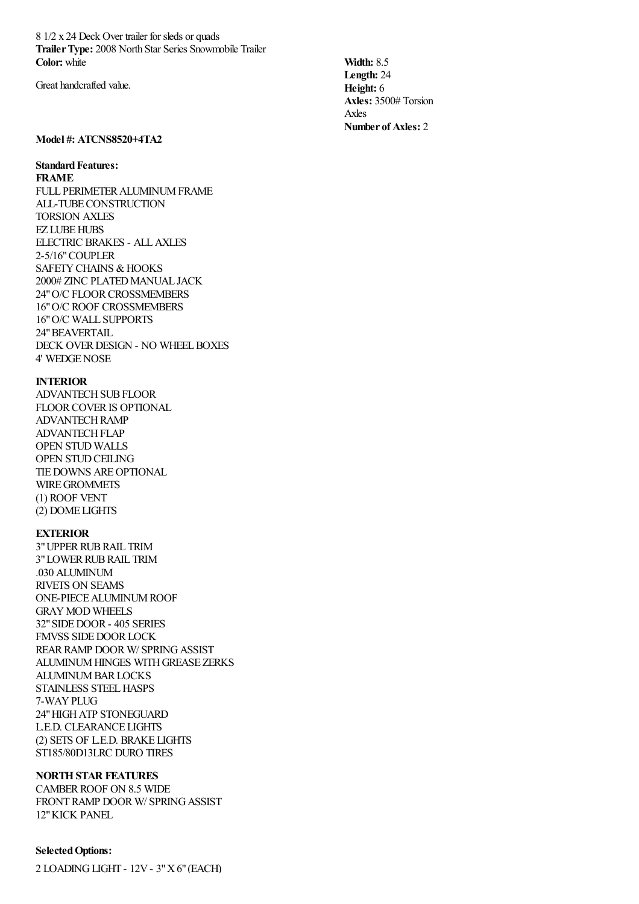8 1/2 x 24 Deck Over trailer for sleds or quads
**Trailer Type:** 2008 North Star Series Snowmobile Trailer
**Color:** white

Great handcrafted value.

**Width:** 8.5
**Length:** 24
**Height:** 6
**Axles:** 3500# Torsion Axles
**Number of Axles:** 2

**Model #: ATCNS8520+4TA2**

**Standard Features:**

**FRAME**

FULL PERIMETER ALUMINUM FRAME
ALL-TUBE CONSTRUCTION
TORSION AXLES
EZ LUBE HUBS
ELECTRIC BRAKES - ALL AXLES
2-5/16" COUPLER
SAFETY CHAINS & HOOKS
2000# ZINC PLATED MANUAL JACK
24" O/C FLOOR CROSSMEMBERS
16" O/C ROOF CROSSMEMBERS
16" O/C WALL SUPPORTS
24" BEAVERTAIL
DECK OVER DESIGN - NO WHEEL BOXES
4' WEDGE NOSE

**INTERIOR**

ADVANTECH SUB FLOOR
FLOOR COVER IS OPTIONAL
ADVANTECH RAMP
ADVANTECH FLAP
OPEN STUD WALLS
OPEN STUD CEILING
TIE DOWNS ARE OPTIONAL
WIRE GROMMETS
(1) ROOF VENT
(2) DOME LIGHTS

**EXTERIOR**

3" UPPER RUB RAIL TRIM
3" LOWER RUB RAIL TRIM
.030 ALUMINUM
RIVETS ON SEAMS
ONE-PIECE ALUMINUM ROOF
GRAY MOD WHEELS
32" SIDE DOOR - 405 SERIES
FMVSS SIDE DOOR LOCK
REAR RAMP DOOR W/ SPRING ASSIST
ALUMINUM HINGES WITH GREASE ZERKS
ALUMINUM BAR LOCKS
STAINLESS STEEL HASPS
7-WAY PLUG
24" HIGH ATP STONEGUARD
L.E.D. CLEARANCE LIGHTS
(2) SETS OF L.E.D. BRAKE LIGHTS
ST185/80D13LRC DURO TIRES

**NORTH STAR FEATURES**

CAMBER ROOF ON 8.5 WIDE
FRONT RAMP DOOR W/ SPRING ASSIST
12" KICK PANEL

**Selected Options:**

2 LOADING LIGHT - 12V - 3" X 6" (EACH)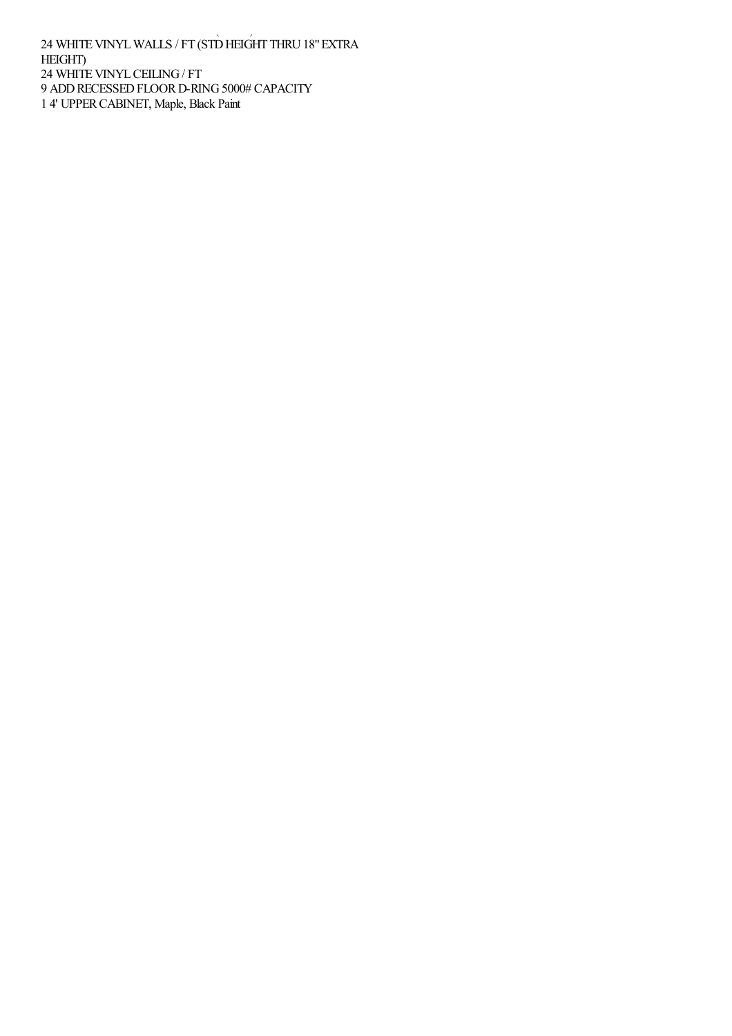24 WHITE VINYL WALLS / FT (STD HEIGHT THRU 18" EXTRA HEIGHT)
24 WHITE VINYL CEILING / FT
9 ADD RECESSED FLOOR D-RING 5000# CAPACITY
1 4' UPPER CABINET, Maple, Black Paint